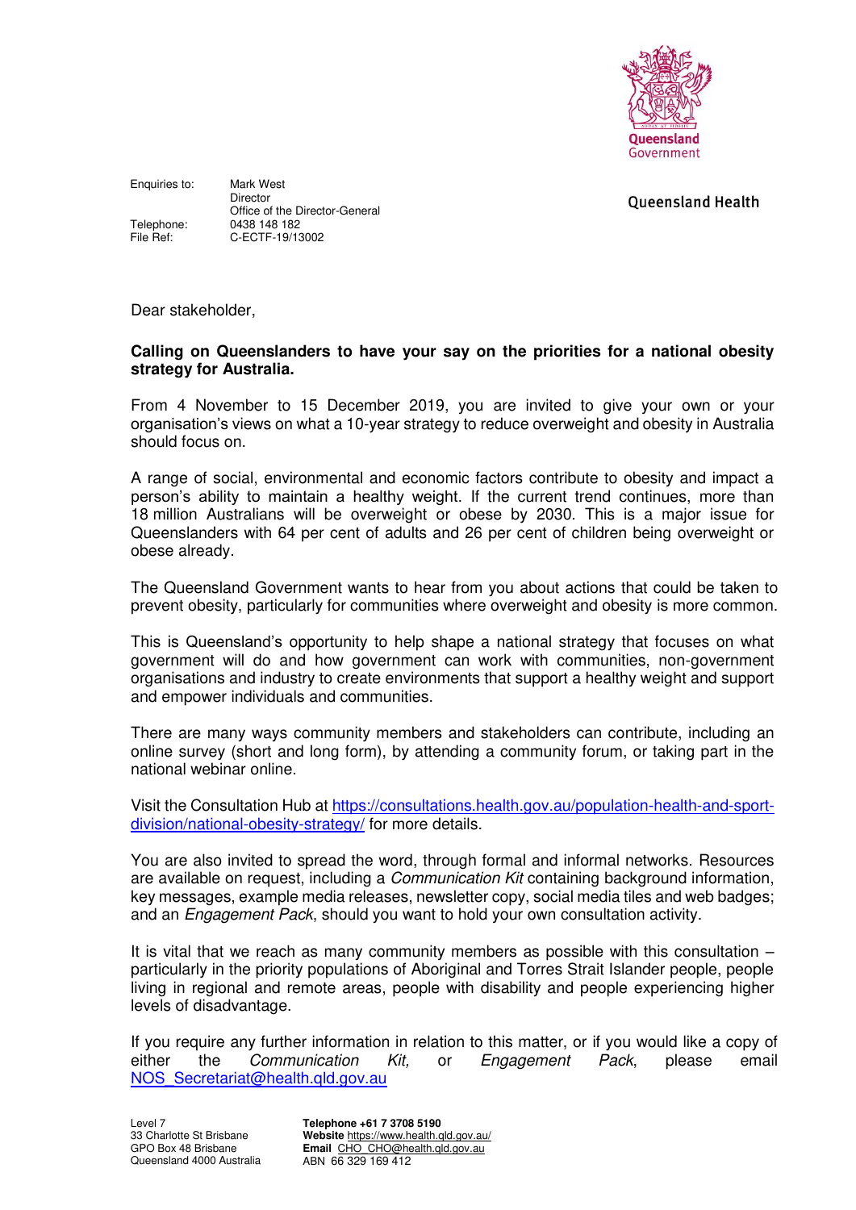Queensland Government

Queensland Health

Enquiries to: Mark West
Director
Office of the Director-General
Telephone: 0438 148 182
File Ref: C-ECTF-19/13002

Dear stakeholder,

**Calling on Queenslanders to have your say on the priorities for a national obesity strategy for Australia.**

From 4 November to 15 December 2019, you are invited to give your own or your organisation's views on what a 10-year strategy to reduce overweight and obesity in Australia should focus on.

A range of social, environmental and economic factors contribute to obesity and impact a person's ability to maintain a healthy weight. If the current trend continues, more than 18 million Australians will be overweight or obese by 2030. This is a major issue for Queenslanders with 64 per cent of adults and 26 per cent of children being overweight or obese already.

The Queensland Government wants to hear from you about actions that could be taken to prevent obesity, particularly for communities where overweight and obesity is more common.

This is Queensland's opportunity to help shape a national strategy that focuses on what government will do and how government can work with communities, non-government organisations and industry to create environments that support a healthy weight and support and empower individuals and communities.

There are many ways community members and stakeholders can contribute, including an online survey (short and long form), by attending a community forum, or taking part in the national webinar online.

Visit the Consultation Hub at https://consultations.health.gov.au/population-health-and-sport-division/national-obesity-strategy/ for more details.

You are also invited to spread the word, through formal and informal networks. Resources are available on request, including a *Communication Kit* containing background information, key messages, example media releases, newsletter copy, social media tiles and web badges; and an *Engagement Pack*, should you want to hold your own consultation activity.

It is vital that we reach as many community members as possible with this consultation – particularly in the priority populations of Aboriginal and Torres Strait Islander people, people living in regional and remote areas, people with disability and people experiencing higher levels of disadvantage.

If you require any further information in relation to this matter, or if you would like a copy of either the *Communication Kit,* or *Engagement Pack*, please email NOS_Secretariat@health.qld.gov.au

Level 7
33 Charlotte St Brisbane
GPO Box 48 Brisbane
Queensland 4000 Australia

**Telephone** +61 7 3708 5190
**Website** https://www.health.qld.gov.au/
**Email** CHO_CHO@health.qld.gov.au
ABN 66 329 169 412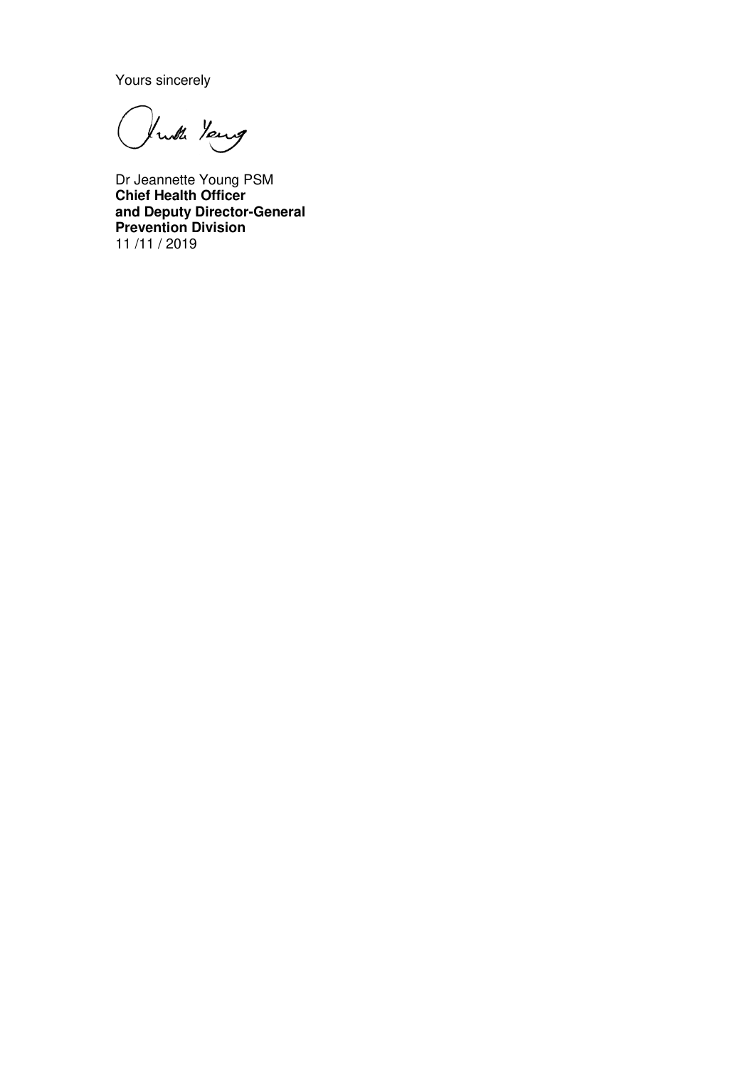Yours sincerely

Dr Jeannette Young PSM
**Chief Health Officer**
**and Deputy Director-General**
**Prevention Division**
11 /11 / 2019